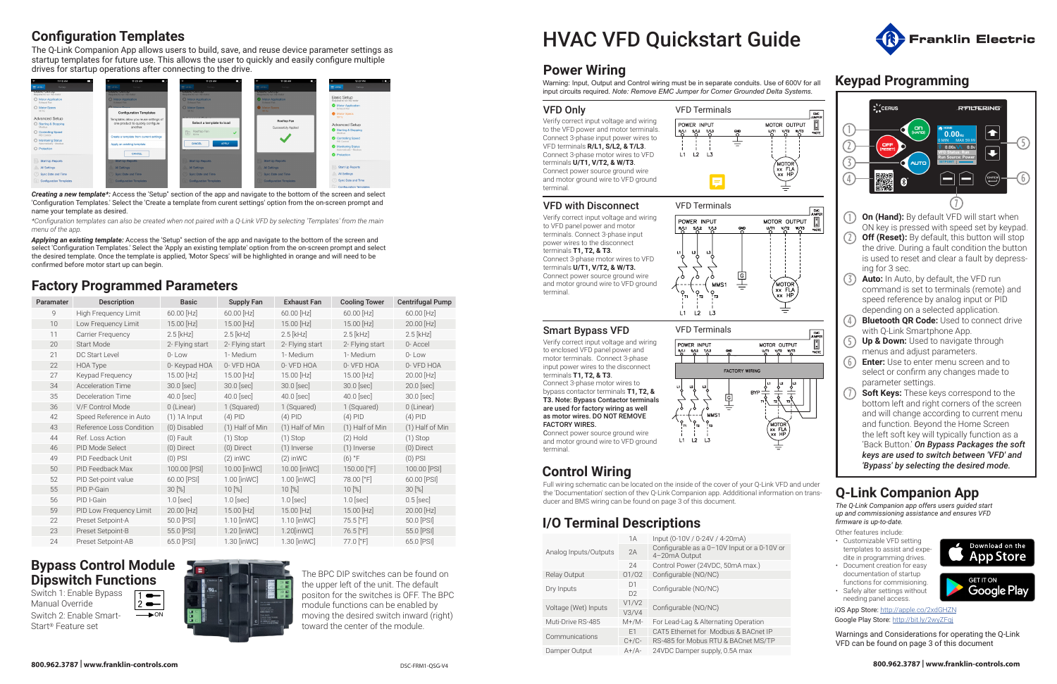## Configuration Templates

The Q-Link Companion App allows users to build, save, and reuse device parameter settings as startup templates for future use. This allows the user to quickly and easily configure multiple drives for startup operations after connecting to the drive.

***Creating a new template*:*** Access the 'Setup' section of the app and navigate to the bottom of the screen and select 'Configuration Templates.' Select the 'Create a template from curent settings' option from the on-screen prompt and name your template as desired.

*\*Configuration templates can also be created when not paired with a Q-Link VFD by selecting 'Templates' from the main menu of the app.*

***Applying an existing template:*** Access the 'Setup' section of the app and navigate to the bottom of the screen and select 'Configuration Templates.' Select the 'Apply an existing template' option from the on-screen prompt and select the desired template. Once the template is applied, 'Motor Specs' will be highlighted in orange and will need to be confirmed before motor start up can begin.

## Factory Programmed Parameters

| Paramater | Description | Basic | Supply Fan | Exhaust Fan | Cooling Tower | Centrifugal Pump |
|---|---|---|---|---|---|---|
| 9 | High Frequency Limit | 60.00 [Hz] | 60.00 [Hz] | 60.00 [Hz] | 60.00 [Hz] | 60.00 [Hz] |
| 10 | Low Frequency Limit | 15.00 [Hz] | 15.00 [Hz] | 15.00 [Hz] | 15.00 [Hz] | 20.00 [Hz] |
| 11 | Carrier Frequency | 2.5 [kHz] | 2.5 [kHz] | 2.5 [kHz] | 2.5 [kHz] | 2.5 [kHz] |
| 20 | Start Mode | 2- Flying start | 2- Flying start | 2- Flying start | 2- Flying start | 0- Accel |
| 21 | DC Start Level | 0- Low | 1- Medium | 1- Medium | 1- Medium | 0- Low |
| 22 | HOA Type | 0- Keypad HOA | 0- VFD HOA | 0- VFD HOA | 0- VFD HOA | 0- VFD HOA |
| 27 | Keypad Frequency | 15.00 [Hz] | 15.00 [Hz] | 15.00 [Hz] | 15.00 [Hz] | 20.00 [Hz] |
| 34 | Acceleration Time | 30.0 [sec] | 30.0 [sec] | 30.0 [sec] | 30.0 [sec] | 20.0 [sec] |
| 35 | Deceleration Time | 30.0 [sec] | 40.0 [sec] | 40.0 [sec] | 40.0 [sec] | 30.0 [sec] |
| 36 | V/F Control Mode | 0 (Linear) | 1 (Squared) | 1 (Squared) | 1 (Squared) | 0 (Linear) |
| 42 | Speed Reference in Auto | (1) 1A Input | (4) PID | (4) PID | (4) PID | (4) PID |
| 43 | Reference Loss Condition | (0) Disabled | (1) Half of Min | (1) Half of Min | (1) Half of Min | (1) Half of Min |
| 44 | Ref. Loss Action | (0) Fault | (1) Stop | (1) Stop | (2) Hold | (1) Stop |
| 46 | PID Mode Select | (0) Direct | (0) Direct | (1) Inverse | (1) Inverse | (0) Direct |
| 49 | PID Feedback Unit | (0) PSI | (2) inWC | (2) inWC | (6) °F | (0) PSI |
| 50 | PID Feedback Max | 100.00 [PSI] | 10.00 [inWC] | 10.00 [inWC] | 150.00 [°F] | 100.00 [PSI] |
| 52 | PID Set-point value | 60.00 [PSI] | 1.00 [inWC] | 1.00 [inWC] | 78.00 [°F] | 60.00 [PSI] |
| 55 | PID P-Gain | 30 [%] | 10 [%] | 10 [%] | 10 [%] | 30 [%] |
| 56 | PID I-Gain | 1.0 [sec] | 1.0 [sec] | 1.0 [sec] | 1.0 [sec] | 0.5 [sec] |
| 59 | PID Low Frequency Limit | 20.00 [Hz] | 15.00 [Hz] | 15.00 [Hz] | 15.00 [Hz] | 20.00 [Hz] |
| 22 | Preset Setpoint-A | 50.0 [PSI] | 1.10 [inWC] | 1.10 [inWC] | 75.5 [°F] | 50.0 [PSI] |
| 23 | Preset Setpoint-B | 55.0 [PSI] | 1.20 [inWC] | 1.20[inWC] | 76.5 [°F] | 55.0 [PSI] |
| 24 | Preset Setpoint-AB | 65.0 [PSI] | 1.30 [inWC] | 1.30 [inWC] | 77.0 [°F] | 65.0 [PSI] |

## Bypass Control Module Dipswitch Functions

Switch 1: Enable Bypass Manual Override

Switch 2: Enable Smart-Start® Feature set

The BPC DIP switches can be found on the upper left of the unit. The default positon for the switches is OFF. The BPC module functions can be enabled by moving the desired switch inward (right) toward the center of the module.

# HVAC VFD Quickstart Guide

## Power Wiring

Warning: Input, Output and Control wiring must be in separate conduits. Use of 600V for all input circuits required. *Note: Remove EMC Jumper for Corner Grounded Delta Systems.*

### VFD Only

Verify correct input voltage and wiring to the VFD power and motor terminals. Connect 3-phase input power wires to VFD terminals **R/L1, S/L2, & T/L3**. Connect 3-phase motor wires to VFD terminals **U/T1, V/T2, & W/T3**. Connect power source ground wire and motor ground wire to VFD ground terminal.

### VFD with Disconnect

Verify correct input voltage and wiring to VFD panel power and motor terminals. Connect 3-phase input power wires to the disconnect terminals **T1, T2, & T3**. Connect 3-phase motor wires to VFD terminals **U/T1, V/T2, & W/T3.** Connect power source ground wire and motor ground wire to VFD ground terminal.

### Smart Bypass VFD

Verify correct input voltage and wiring to enclosed VFD panel power and motor terminals. Connect 3-phase input power wires to the disconnect terminals **T1, T2, & T3**. Connect 3-phase motor wires to bypass contactor terminals **T1, T2, & T3. Note: Bypass Contactor terminals are used for factory wiring as well as motor wires. DO NOT REMOVE FACTORY WIRES.** Connect power source ground wire and motor ground wire to VFD ground terminal.

## Control Wiring

Full wiring schematic can be located on the inside of the cover of your Q-Link VFD and under the 'Documentation' section of thev Q-Link Companion app. Addditional information on transducer and BMS wiring can be found on page 3 of this document.

## I/O Terminal Descriptions

| | | |
|---|---|---|
| Analog Inputs/Outputs | 1A | Input (0-10V / 0-24V / 4-20mA) |
| | 2A | Configurable as a 0–10V Input or a 0-10V or 4–20mA Output |
| | 24 | Control Power (24VDC, 50mA max.) |
| Relay Output | O1/O2 | Configurable (NO/NC) |
| Dry Inputs | D1 D2 | Configurable (NO/NC) |
| Voltage (Wet) Inputs | V1/V2 V3/V4 | Configurable (NO/NC) |
| Muti-Drive RS-485 | M+/M- | For Lead-Lag & Alternating Operation |
| Communications | E1 | CAT5 Ethernet for Modbus & BACnet IP |
| | C+/C- | RS-485 for Mobus RTU & BACnet MS/TP |
| Damper Output | A+/A- | 24VDC Damper supply, 0.5A max |

## Keypad Programming

1. **On (Hand):** By default VFD will start when ON key is pressed with speed set by keypad.
2. **Off (Reset):** By default, this button will stop the drive. During a fault condition the button is used to reset and clear a fault by depressing for 3 sec.
3. **Auto:** In Auto, by default, the VFD run command is set to terminals (remote) and speed reference by analog input or PID depending on a selected application.
4. **Bluetooth QR Code:** Used to connect drive with Q-Link Smartphone App.
5. **Up & Down:** Used to navigate through menus and adjust parameters.
6. **Enter:** Use to enter menu screen and to select or confirm any changes made to parameter settings.
7. **Soft Keys:** These keys correspond to the bottom left and right corners of the screen and will change according to current menu and function. Beyond the Home Screen the left soft key will typically function as a 'Back Button.' ***On Bypass Packages the soft keys are used to switch between 'VFD' and 'Bypass' by selecting the desired mode.***

## Q-Link Companion App

*The Q-Link Companion app offers users guided start up and commissioning assistance and ensures VFD firmware is up-to-date.*

Other features include:

- Customizable VFD setting templates to assist and expedite in programming drives.
- Document creation for easy documentation of startup functions for commisioning.
- Safely alter settings without needing panel access.

iOS App Store: http://apple.co/2xdGHZN

Google Play Store: http://bit.ly/2wyZFqj

Warnings and Considerations for operating the Q-Link VFD can be found on page 3 of this document

DSC-FRM1-QSG-V4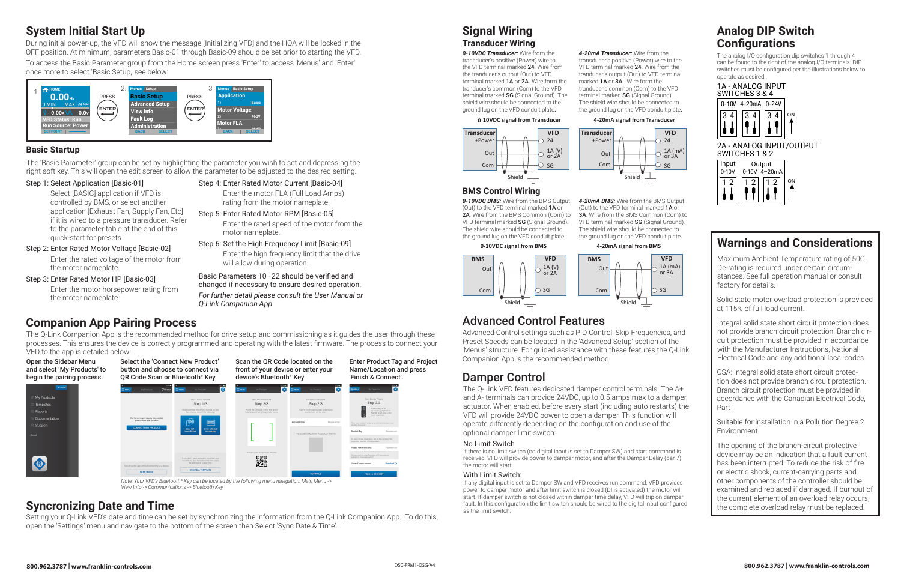# System Initial Start Up

During initial power-up, the VFD will show the message [Initializing VFD] and the HOA will be locked in the OFF position. At minimum, parameters Basic-01 through Basic-09 should be set prior to starting the VFD.

To access the Basic Parameter group from the Home screen press 'Enter' to access 'Menus' and 'Enter' once more to select 'Basic Setup,' see below:

1. HOME 0.00Hz 0 MIN MAX 59.99 0.00A 0.0v VFD Status: Run Run Source: Power SETPOINT — PRESS ENTER
2. Menus Setup: Basic Setup, Advanced Setup, View Info, Fault Log, Administration — BACK SELECT — PRESS ENTER
3. Menus Basic Setup: Application 1) Basic, Motor Voltage 2) 460V, Motor FLA — BACK SELECT

## Basic Startup

The 'Basic Parameter' group can be set by highlighting the parameter you wish to set and depressing the right soft key. This will open the edit screen to allow the parameter to be adjusted to the desired setting.

Step 1: Select Application [Basic-01]
Select [BASIC] application if VFD is controlled by BMS, or select another application [Exhaust Fan, Supply Fan, Etc] if it is wired to a pressure transducer. Refer to the parameter table at the end of this quick-start for presets.

Step 2: Enter Rated Motor Voltage [Basic-02]
Enter the rated voltage of the motor from the motor nameplate.

Step 3: Enter Rated Motor HP [Basic-03]
Enter the motor horsepower rating from the motor nameplate.

Step 4: Enter Rated Motor Current [Basic-04]
Enter the motor FLA (Full Load Amps) rating from the motor nameplate.

Step 5: Enter Rated Motor RPM [Basic-05]
Enter the rated speed of the motor from the motor nameplate.

Step 6: Set the High Frequency Limit [Basic-09]
Enter the high frequency limit that the drive will allow during operation.

Basic Parameters 10–22 should be verified and changed if necessary to ensure desired operation.

*For further detail please consult the User Manual or Q-Link Companion App.*

# Companion App Pairing Process

The Q-Link Companion App is the recommended method for drive setup and commissioning as it guides the user through these processes. This ensures the device is correctly programmed and operating with the latest firmware. The process to connect your VFD to the app is detailed below:

**Open the Sidebar Menu and select 'My Products' to begin the pairing process.**

**Select the 'Connect New Product' button and choose to connect via QR Code Scan or Bluetooth® Key.**

**Scan the QR Code located on the front of your device or enter your device's Bluetooth® Key**

**Enter Product Tag and Project Name/Location and press 'Finish & Connect'.**

*Note: Your VFD's Bluetooth® Key can be located by the following menu navigation: Main Menu -> View Info -> Communications -> Bluetooth Key*

# Syncronizing Date and Time

Setting your Q-Link VFD's date and time can be set by synchronizing the information from the Q-Link Companion App. To do this, open the 'Settings' menu and navigate to the bottom of the screen then Select 'Sync Date & Time'.

# Signal Wiring

## Transducer Wiring

***0-10VDC Transducer:*** Wire from the transducer's positive (Power) wire to the VFD terminal marked **24**. Wire from the tranducer's output (Out) to VFD terminal marked **1A** or **2A.** Wire form the tranducer's common (Com) to the VFD terminal marked **SG** (Signal Ground). The shield wire should be connected to the ground lug on the VFD conduit plate.

***4-20mA Transducer:*** Wire from the transducer's positive (Power) wire to the VFD terminal marked **24**. Wire from the tranducer's output (Out) to VFD terminal marked **1A** or **3A**. Wire form the tranducer's common (Com) to the VFD terminal marked **SG** (Signal Ground). The shield wire should be connected to the ground lug on the VFD conduit plate.

**0-10VDC signal from Transducer**

Transducer: +Power, Out, Com — VFD: 24, 1A (V) or 2A, SG — Shield

**4-20mA signal from Transducer**

Transducer: +Power, Out, Com — VFD: 24, 1A (mA) or 3A, SG — Shield

## BMS Control Wiring

***0-10VDC BMS:*** Wire from the BMS Output (Out) to the VFD terminal marked **1A** or **2A**. Wire from the BMS Common (Com) to VFD terminal marked **SG** (Signal Ground). The shield wire should be connected to the ground lug on the VFD conduit plate.

***4-20mA BMS:*** Wire from the BMS Output (Out) to the VFD terminal marked **1A** or **3A**. Wire from the BMS Common (Com) to VFD terminal marked **SG** (Signal Ground). The shield wire should be connected to the ground lug on the VFD conduit plate.

**0-10VDC signal from BMS**

BMS: Out, Com — VFD: 1A (V) or 2A, SG — Shield

**4-20mA signal from BMS**

BMS: Out, Com — VFD: 1A (mA) or 3A, SG — Shield

# Advanced Control Features

Advanced Control settings such as PID Control, Skip Frequencies, and Preset Speeds can be located in the 'Advanced Setup' section of the 'Menus' structure. For guided assistance with these features the Q-Link Companion App is the recommended method.

# Damper Control

The Q-Link VFD features dedicated damper control terminals. The A+ and A- terminals can provide 24VDC, up to 0.5 amps max to a damper actuator. When enabled, before every start (including auto restarts) the VFD will provide 24VDC power to open a damper. This function will operate differently depending on the configuration and use of the optional damper limit switch:

### No Limit Switch

If there is no limit switch (no digital input is set to Damper SW) and start command is received, VFD will provide power to damper motor, and after the Damper Delay (par 7) the motor will start.

### With Limit Switch:

If any digital input is set to Damper SW and VFD receives run command, VFD provides power to damper motor and after limit switch is closed (DI is activated) the motor will start. If damper switch is not closed within damper time delay, VFD will trip on damper fault. In this configuration the limit switch should be wired to the digital input configured as the limit switch.

# Analog DIP Switch Configurations

The analog I/O configuration dip switches 1 through 4 can be found to the right of the analog I/O terminals. DIP switches must be configured per the illustrations below to operate as desired.

1A - ANALOG INPUT SWITCHES 3 & 4

0-10V, 4-20mA, 0-24V — 3 4 — ON

2A - ANALOG INPUT/OUTPUT SWITCHES 1 & 2

Input 0-10V; Output 0-10V, 4~20mA — 1 2 — ON

# Warnings and Considerations

Maximum Ambient Temperature rating of 50C. De-rating is required under certain circumstances. See full operation manual or consult factory for details.

Solid state motor overload protection is provided at 115% of full load current.

Integral solid state short circuit protection does not provide branch circuit protection. Branch circuit protection must be provided in accordance with the Manufacturer Instructions, National Electrical Code and any additional local codes.

CSA: Integral solid state short circuit protection does not provide branch circuit protection. Branch circuit protection must be provided in accordance with the Canadian Electrical Code, Part I

Suitable for installation in a Pollution Degree 2 Environment

The opening of the branch-circuit protective device may be an indication that a fault current has been interrupted. To reduce the risk of fire or electric shock, current-carrying parts and other components of the controller should be examined and replaced if damaged. If burnout of the current element of an overload relay occurs, the complete overload relay must be replaced.